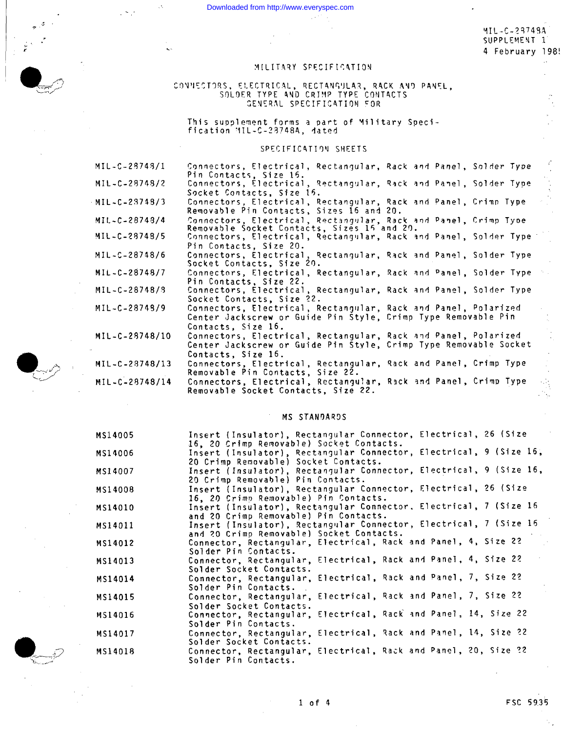MIL-C-28748A
SUPPLEMENT 1
4 February 1985

# MILITARY SPECIFICATION

## CONNECTORS, ELECTRICAL, RECTANGULAR, RACK AND PANEL, SOLDER TYPE AND CRIMP TYPE CONTACTS GENERAL SPECIFICATION FOR

This supplement forms a part of Military Specification MIL-C-28748A, dated

### SPECIFICATION SHEETS

| | |
|---|---|
| MIL-C-28748/1 | Connectors, Electrical, Rectangular, Rack and Panel, Solder Type Pin Contacts, Size 16. |
| MIL-C-28748/2 | Connectors, Electrical, Rectangular, Rack and Panel, Solder Type Socket Contacts, Size 16. |
| MIL-C-28748/3 | Connectors, Electrical, Rectangular, Rack and Panel, Crimp Type Removable Pin Contacts, Sizes 16 and 20. |
| MIL-C-28748/4 | Connectors, Electrical, Rectangular, Rack and Panel, Crimp Type Removable Socket Contacts, Sizes 16 and 20. |
| MIL-C-28748/5 | Connectors, Electrical, Rectangular, Rack and Panel, Solder Type Pin Contacts, Size 20. |
| MIL-C-28748/6 | Connectors, Electrical, Rectangular, Rack and Panel, Solder Type Socket Contacts, Size 20. |
| MIL-C-28748/7 | Connectors, Electrical, Rectangular, Rack and Panel, Solder Type Pin Contacts, Size 22. |
| MIL-C-28748/8 | Connectors, Electrical, Rectangular, Rack and Panel, Solder Type Socket Contacts, Size 22. |
| MIL-C-28748/9 | Connectors, Electrical, Rectangular, Rack and Panel, Polarized Center Jackscrew or Guide Pin Style, Crimp Type Removable Pin Contacts, Size 16. |
| MIL-C-28748/10 | Connectors, Electrical, Rectangular, Rack and Panel, Polarized Center Jackscrew or Guide Pin Style, Crimp Type Removable Socket Contacts, Size 16. |
| MIL-C-28748/13 | Connectors, Electrical, Rectangular, Rack and Panel, Crimp Type Removable Pin Contacts, Size 22. |
| MIL-C-28748/14 | Connectors, Electrical, Rectangular, Rack and Panel, Crimp Type Removable Socket Contacts, Size 22. |

### MS STANDARDS

| | |
|---|---|
| MS14005 | Insert (Insulator), Rectangular Connector, Electrical, 26 (Size 16, 20 Crimp Removable) Socket Contacts. |
| MS14006 | Insert (Insulator), Rectangular Connector, Electrical, 9 (Size 16, 20 Crimp Removable) Socket Contacts. |
| MS14007 | Insert (Insulator), Rectangular Connector, Electrical, 9 (Size 16, 20 Crimp Removable) Pin Contacts. |
| MS14008 | Insert (Insulator), Rectangular Connector, Electrical, 26 (Size 16, 20 Crimp Removable) Pin Contacts. |
| MS14010 | Insert (Insulator), Rectangular Connector, Electrical, 7 (Size 16 and 20 Crimp Removable) Pin Contacts. |
| MS14011 | Insert (Insulator), Rectangular Connector, Electrical, 7 (Size 16 and 20 Crimp Removable) Socket Contacts. |
| MS14012 | Connector, Rectangular, Electrical, Rack and Panel, 4, Size 22 Solder Pin Contacts. |
| MS14013 | Connector, Rectangular, Electrical, Rack and Panel, 4, Size 22 Solder Socket Contacts. |
| MS14014 | Connector, Rectangular, Electrical, Rack and Panel, 7, Size 22 Solder Pin Contacts. |
| MS14015 | Connector, Rectangular, Electrical, Rack and Panel, 7, Size 22 Solder Socket Contacts. |
| MS14016 | Connector, Rectangular, Electrical, Rack and Panel, 14, Size 22 Solder Pin Contacts. |
| MS14017 | Connector, Rectangular, Electrical, Rack and Panel, 14, Size 22 Solder Socket Contacts. |
| MS14018 | Connector, Rectangular, Electrical, Rack and Panel, 20, Size 22 Solder Pin Contacts. |

FSC 5935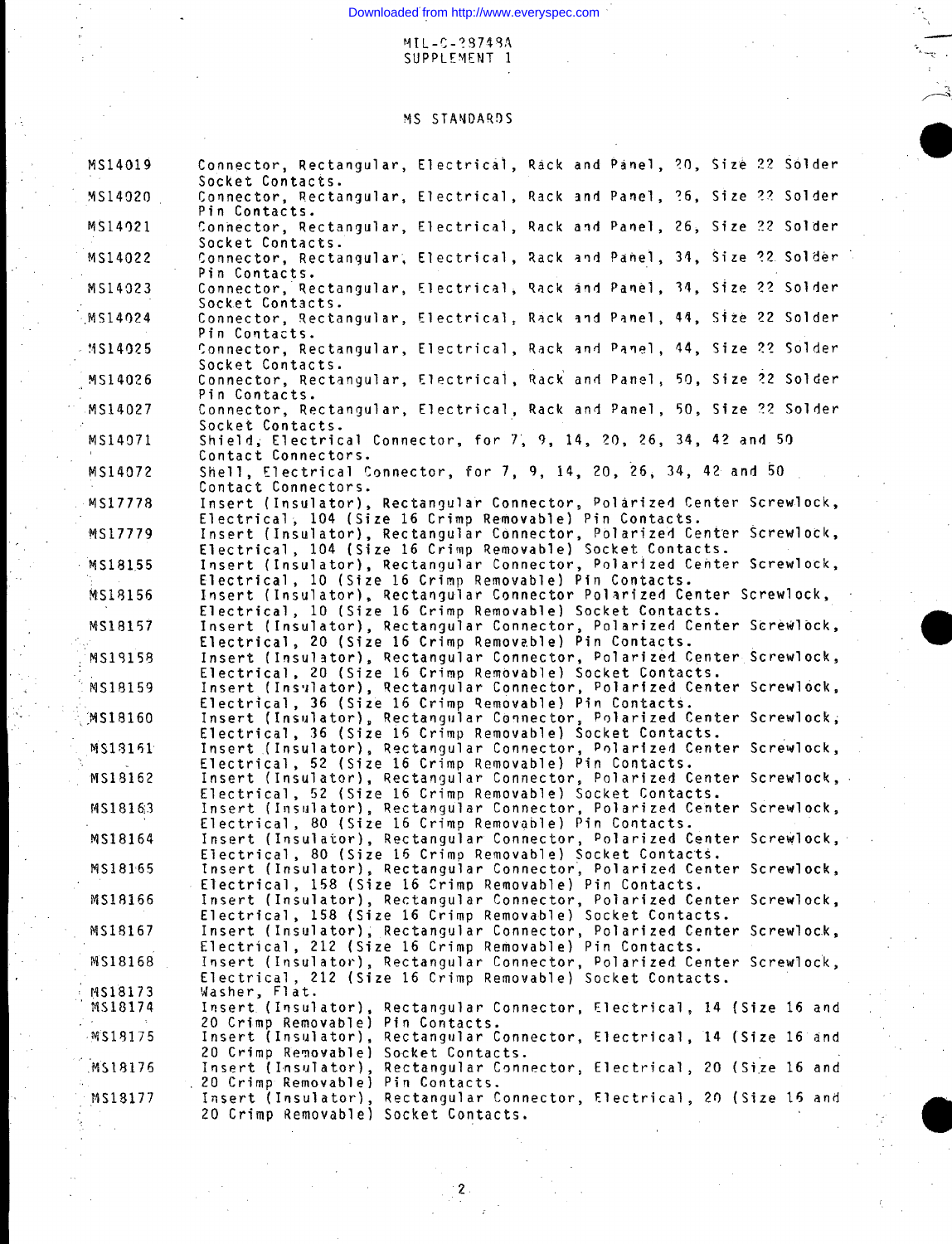MIL-C-28748A
SUPPLEMENT 1

## MS STANDARDS

| | |
|---|---|
| MS14019 | Connector, Rectangular, Electrical, Rack and Panel, 20, Size 22 Solder Socket Contacts. |
| MS14020 | Connector, Rectangular, Electrical, Rack and Panel, 26, Size 22 Solder Pin Contacts. |
| MS14021 | Connector, Rectangular, Electrical, Rack and Panel, 26, Size 22 Solder Socket Contacts. |
| MS14022 | Connector, Rectangular, Electrical, Rack and Panel, 34, Size 22 Solder Pin Contacts. |
| MS14023 | Connector, Rectangular, Electrical, Rack and Panel, 34, Size 22 Solder Socket Contacts. |
| MS14024 | Connector, Rectangular, Electrical, Rack and Panel, 44, Size 22 Solder Pin Contacts. |
| MS14025 | Connector, Rectangular, Electrical, Rack and Panel, 44, Size 22 Solder Socket Contacts. |
| MS14026 | Connector, Rectangular, Electrical, Rack and Panel, 50, Size 22 Solder Pin Contacts. |
| MS14027 | Connector, Rectangular, Electrical, Rack and Panel, 50, Size 22 Solder Socket Contacts. |
| MS14071 | Shield, Electrical Connector, for 7, 9, 14, 20, 26, 34, 42 and 50 Contact Connectors. |
| MS14072 | Shell, Electrical Connector, for 7, 9, 14, 20, 26, 34, 42 and 50 Contact Connectors. |
| MS17778 | Insert (Insulator), Rectangular Connector, Polarized Center Screwlock, Electrical, 104 (Size 16 Crimp Removable) Pin Contacts. |
| MS17779 | Insert (Insulator), Rectangular Connector, Polarized Center Screwlock, Electrical, 104 (Size 16 Crimp Removable) Socket Contacts. |
| MS18155 | Insert (Insulator), Rectangular Connector, Polarized Center Screwlock, Electrical, 10 (Size 16 Crimp Removable) Pin Contacts. |
| MS18156 | Insert (Insulator), Rectangular Connector Polarized Center Screwlock, Electrical, 10 (Size 16 Crimp Removable) Socket Contacts. |
| MS18157 | Insert (Insulator), Rectangular Connector, Polarized Center Screwlock, Electrical, 20 (Size 16 Crimp Removable) Pin Contacts. |
| MS18158 | Insert (Insulator), Rectangular Connector, Polarized Center Screwlock, Electrical, 20 (Size 16 Crimp Removable) Socket Contacts. |
| MS18159 | Insert (Insulator), Rectangular Connector, Polarized Center Screwlock, Electrical, 36 (Size 16 Crimp Removable) Pin Contacts. |
| MS18160 | Insert (Insulator), Rectangular Connector, Polarized Center Screwlock, Electrical, 36 (Size 16 Crimp Removable) Socket Contacts. |
| MS18161 | Insert (Insulator), Rectangular Connector, Polarized Center Screwlock, Electrical, 52 (Size 16 Crimp Removable) Pin Contacts. |
| MS18162 | Insert (Insulator), Rectangular Connector, Polarized Center Screwlock, Electrical, 52 (Size 16 Crimp Removable) Socket Contacts. |
| MS18163 | Insert (Insulator), Rectangular Connector, Polarized Center Screwlock, Electrical, 80 (Size 16 Crimp Removable) Pin Contacts. |
| MS18164 | Insert (Insulator), Rectangular Connector, Polarized Center Screwlock, Electrical, 80 (Size 16 Crimp Removable) Socket Contacts. |
| MS18165 | Insert (Insulator), Rectangular Connector, Polarized Center Screwlock, Electrical, 158 (Size 16 Crimp Removable) Pin Contacts. |
| MS18166 | Insert (Insulator), Rectangular Connector, Polarized Center Screwlock, Electrical, 158 (Size 16 Crimp Removable) Socket Contacts. |
| MS18167 | Insert (Insulator), Rectangular Connector, Polarized Center Screwlock, Electrical, 212 (Size 16 Crimp Removable) Pin Contacts. |
| MS18168 | Insert (Insulator), Rectangular Connector, Polarized Center Screwlock, Electrical, 212 (Size 16 Crimp Removable) Socket Contacts. |
| MS18173 | Washer, Flat. |
| MS18174 | Insert (Insulator), Rectangular Connector, Electrical, 14 (Size 16 and 20 Crimp Removable) Pin Contacts. |
| MS18175 | Insert (Insulator), Rectangular Connector, Electrical, 14 (Size 16 and 20 Crimp Removable) Socket Contacts. |
| MS18176 | Insert (Insulator), Rectangular Connector, Electrical, 20 (Size 16 and 20 Crimp Removable) Pin Contacts. |
| MS18177 | Insert (Insulator), Rectangular Connector, Electrical, 20 (Size 16 and 20 Crimp Removable) Socket Contacts. |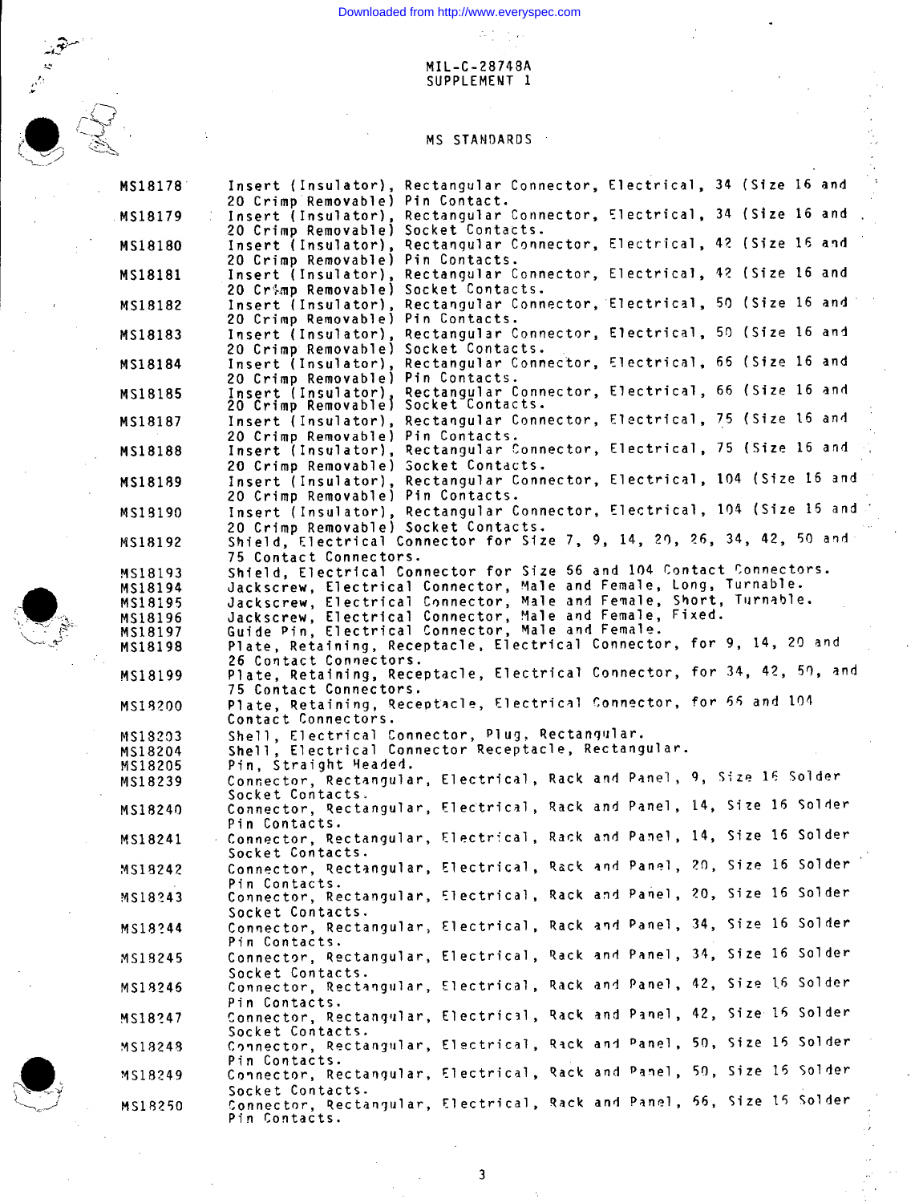MIL-C-28748A
SUPPLEMENT 1

## MS STANDARDS

| | |
|---|---|
| MS18178 | Insert (Insulator), Rectangular Connector, Electrical, 34 (Size 16 and 20 Crimp Removable) Pin Contact. |
| MS18179 | Insert (Insulator), Rectangular Connector, Electrical, 34 (Size 16 and 20 Crimp Removable) Socket Contacts. |
| MS18180 | Insert (Insulator), Rectangular Connector, Electrical, 42 (Size 16 and 20 Crimp Removable) Pin Contacts. |
| MS18181 | Insert (Insulator), Rectangular Connector, Electrical, 42 (Size 16 and 20 Crimp Removable) Socket Contacts. |
| MS18182 | Insert (Insulator), Rectangular Connector, Electrical, 50 (Size 16 and 20 Crimp Removable) Pin Contacts. |
| MS18183 | Insert (Insulator), Rectangular Connector, Electrical, 50 (Size 16 and 20 Crimp Removable) Socket Contacts. |
| MS18184 | Insert (Insulator), Rectangular Connector, Electrical, 66 (Size 16 and 20 Crimp Removable) Pin Contacts. |
| MS18185 | Insert (Insulator), Rectangular Connector, Electrical, 66 (Size 16 and 20 Crimp Removable) Socket Contacts. |
| MS18187 | Insert (Insulator), Rectangular Connector, Electrical, 75 (Size 16 and 20 Crimp Removable) Pin Contacts. |
| MS18188 | Insert (Insulator), Rectangular Connector, Electrical, 75 (Size 16 and 20 Crimp Removable) Socket Contacts. |
| MS18189 | Insert (Insulator), Rectangular Connector, Electrical, 104 (Size 16 and 20 Crimp Removable) Pin Contacts. |
| MS18190 | Insert (Insulator), Rectangular Connector, Electrical, 104 (Size 16 and 20 Crimp Removable) Socket Contacts. |
| MS18192 | Shield, Electrical Connector for Size 7, 9, 14, 20, 26, 34, 42, 50 and 75 Contact Connectors. |
| MS18193 | Shield, Electrical Connector for Size 66 and 104 Contact Connectors. |
| MS18194 | Jackscrew, Electrical Connector, Male and Female, Long, Turnable. |
| MS18195 | Jackscrew, Electrical Connector, Male and Female, Short, Turnable. |
| MS18196 | Jackscrew, Electrical Connector, Male and Female, Fixed. |
| MS18197 | Guide Pin, Electrical Connector, Male and Female. |
| MS18198 | Plate, Retaining, Receptacle, Electrical Connector, for 9, 14, 20 and 26 Contact Connectors. |
| MS18199 | Plate, Retaining, Receptacle, Electrical Connector, for 34, 42, 50, and 75 Contact Connectors. |
| MS18200 | Plate, Retaining, Receptacle, Electrical Connector, for 66 and 104 Contact Connectors. |
| MS18203 | Shell, Electrical Connector, Plug, Rectangular. |
| MS18204 | Shell, Electrical Connector Receptacle, Rectangular. |
| MS18205 | Pin, Straight Headed. |
| MS18239 | Connector, Rectangular, Electrical, Rack and Panel, 9, Size 16 Solder Socket Contacts. |
| MS18240 | Connector, Rectangular, Electrical, Rack and Panel, 14, Size 16 Solder Pin Contacts. |
| MS18241 | Connector, Rectangular, Electrical, Rack and Panel, 14, Size 16 Solder Socket Contacts. |
| MS18242 | Connector, Rectangular, Electrical, Rack and Panel, 20, Size 16 Solder Pin Contacts. |
| MS18243 | Connector, Rectangular, Electrical, Rack and Panel, 20, Size 16 Solder Socket Contacts. |
| MS18244 | Connector, Rectangular, Electrical, Rack and Panel, 34, Size 16 Solder Pin Contacts. |
| MS18245 | Connector, Rectangular, Electrical, Rack and Panel, 34, Size 16 Solder Socket Contacts. |
| MS18246 | Connector, Rectangular, Electrical, Rack and Panel, 42, Size 16 Solder Pin Contacts. |
| MS18247 | Connector, Rectangular, Electrical, Rack and Panel, 42, Size 16 Solder Socket Contacts. |
| MS18248 | Connector, Rectangular, Electrical, Rack and Panel, 50, Size 16 Solder Pin Contacts. |
| MS18249 | Connector, Rectangular, Electrical, Rack and Panel, 50, Size 16 Solder Socket Contacts. |
| MS18250 | Connector, Rectangular, Electrical, Rack and Panel, 66, Size 16 Solder Pin Contacts. |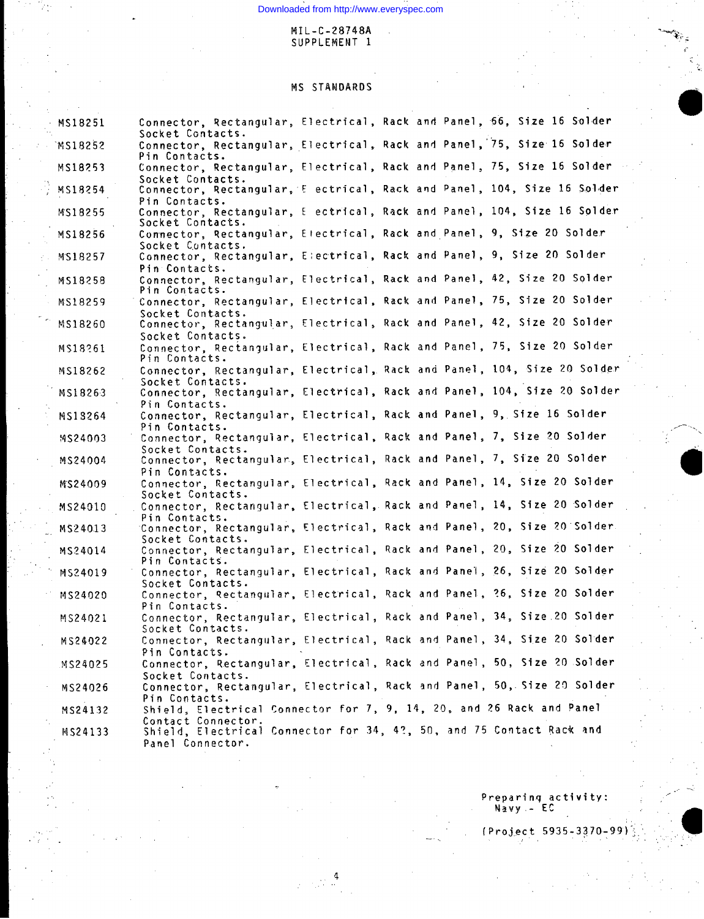MIL-C-28748A
SUPPLEMENT 1

# MS STANDARDS

| | |
|---|---|
| MS18251 | Connector, Rectangular, Electrical, Rack and Panel, 66, Size 16 Solder Socket Contacts. |
| MS18252 | Connector, Rectangular, Electrical, Rack and Panel, 75, Size 16 Solder Pin Contacts. |
| MS18253 | Connector, Rectangular, Electrical, Rack and Panel, 75, Size 16 Solder Socket Contacts. |
| MS18254 | Connector, Rectangular, Electrical, Rack and Panel, 104, Size 16 Solder Pin Contacts. |
| MS18255 | Connector, Rectangular, Electrical, Rack and Panel, 104, Size 16 Solder Socket Contacts. |
| MS18256 | Connector, Rectangular, Electrical, Rack and Panel, 9, Size 20 Solder Socket Contacts. |
| MS18257 | Connector, Rectangular, Electrical, Rack and Panel, 9, Size 20 Solder Pin Contacts. |
| MS18258 | Connector, Rectangular, Electrical, Rack and Panel, 42, Size 20 Solder Pin Contacts. |
| MS18259 | Connector, Rectangular, Electrical, Rack and Panel, 75, Size 20 Solder Socket Contacts. |
| MS18260 | Connector, Rectangular, Electrical, Rack and Panel, 42, Size 20 Solder Socket Contacts. |
| MS18261 | Connector, Rectangular, Electrical, Rack and Panel, 75, Size 20 Solder Pin Contacts. |
| MS18262 | Connector, Rectangular, Electrical, Rack and Panel, 104, Size 20 Solder Socket Contacts. |
| MS18263 | Connector, Rectangular, Electrical, Rack and Panel, 104, Size 20 Solder Pin Contacts. |
| MS18264 | Connector, Rectangular, Electrical, Rack and Panel, 9, Size 16 Solder Pin Contacts. |
| MS24003 | Connector, Rectangular, Electrical, Rack and Panel, 7, Size 20 Solder Socket Contacts. |
| MS24004 | Connector, Rectangular, Electrical, Rack and Panel, 7, Size 20 Solder Pin Contacts. |
| MS24009 | Connector, Rectangular, Electrical, Rack and Panel, 14, Size 20 Solder Socket Contacts. |
| MS24010 | Connector, Rectangular, Electrical, Rack and Panel, 14, Size 20 Solder Pin Contacts. |
| MS24013 | Connector, Rectangular, Electrical, Rack and Panel, 20, Size 20 Solder Socket Contacts. |
| MS24014 | Connector, Rectangular, Electrical, Rack and Panel, 20, Size 20 Solder Pin Contacts. |
| MS24019 | Connector, Rectangular, Electrical, Rack and Panel, 26, Size 20 Solder Socket Contacts. |
| MS24020 | Connector, Rectangular, Electrical, Rack and Panel, 26, Size 20 Solder Pin Contacts. |
| MS24021 | Connector, Rectangular, Electrical, Rack and Panel, 34, Size 20 Solder Socket Contacts. |
| MS24022 | Connector, Rectangular, Electrical, Rack and Panel, 34, Size 20 Solder Pin Contacts. |
| MS24025 | Connector, Rectangular, Electrical, Rack and Panel, 50, Size 20 Solder Socket Contacts. |
| MS24026 | Connector, Rectangular, Electrical, Rack and Panel, 50, Size 20 Solder Pin Contacts. |
| MS24132 | Shield, Electrical Connector for 7, 9, 14, 20, and 26 Rack and Panel Contact Connector. |
| MS24133 | Shield, Electrical Connector for 34, 42, 50, and 75 Contact Rack and Panel Connector. |

Preparing activity:
Navy - EC

(Project 5935-3370-99)